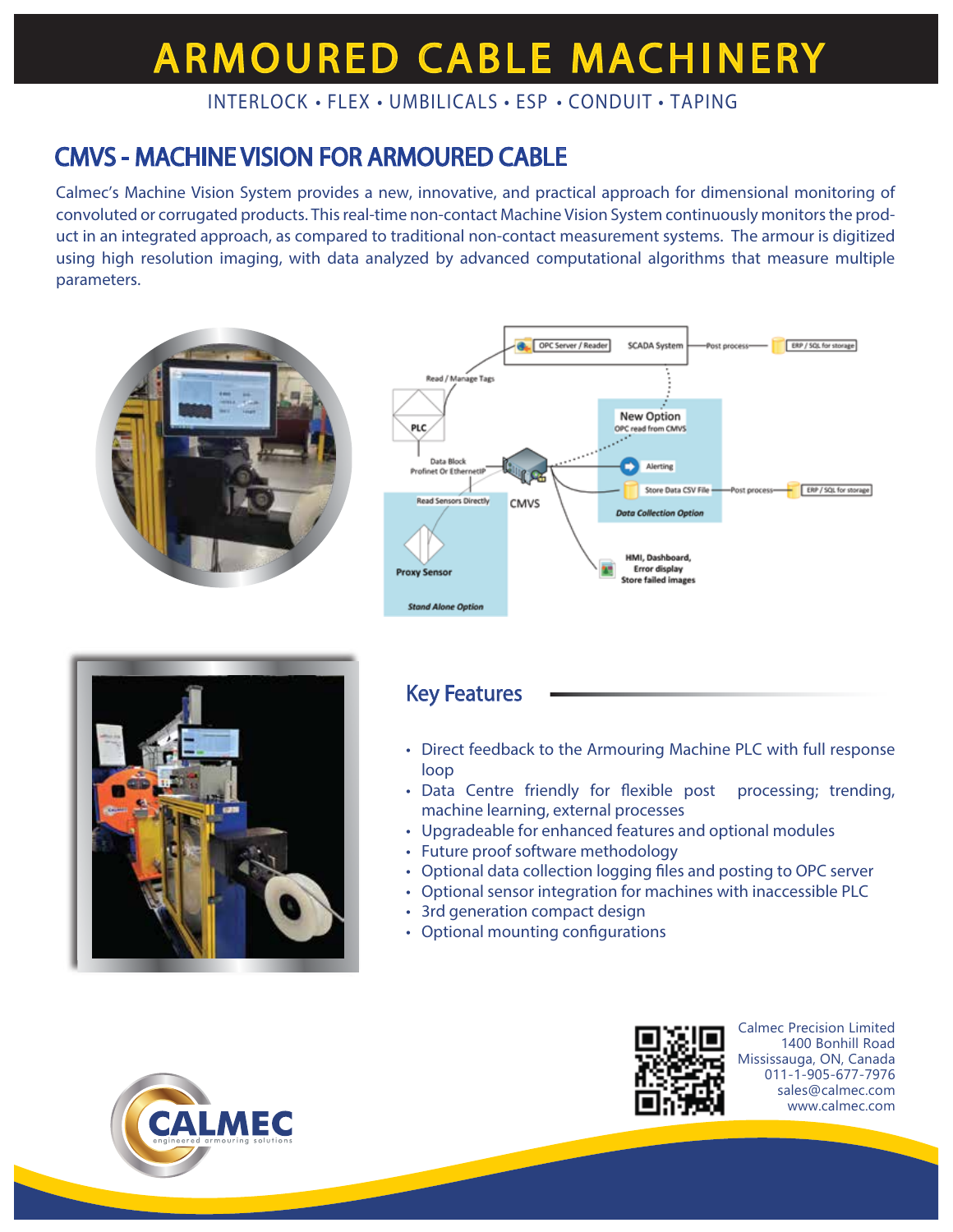# ARMOURED CABLE MACHINERY

INTERLOCK • FLEX • UMBILICALS • ESP • CONDUIT • TAPING

## CMVS - MACHINE VISION FOR ARMOURED CABLE

Calmec's Machine Vision System provides a new, innovative, and practical approach for dimensional monitoring of convoluted or corrugated products. This real-time non-contact Machine Vision System continuously monitors the product in an integrated approach, as compared to traditional non-contact measurement systems. The armour is digitized using high resolution imaging, with data analyzed by advanced computational algorithms that measure multiple parameters.

## Key Features

- Direct feedback to the Armouring Machine PLC with full response loop
- Data Centre friendly for flexible post processing; trending, machine learning, external processes
- Upgradeable for enhanced features and optional modules
- Future proof software methodology
- Optional data collection logging files and posting to OPC server
- Optional sensor integration for machines with inaccessible PLC
- 3rd generation compact design
- Optional mounting configurations

Calmec Precision Limited
1400 Bonhill Road
Mississauga, ON, Canada
011-1-905-677-7976
sales@calmec.com
www.calmec.com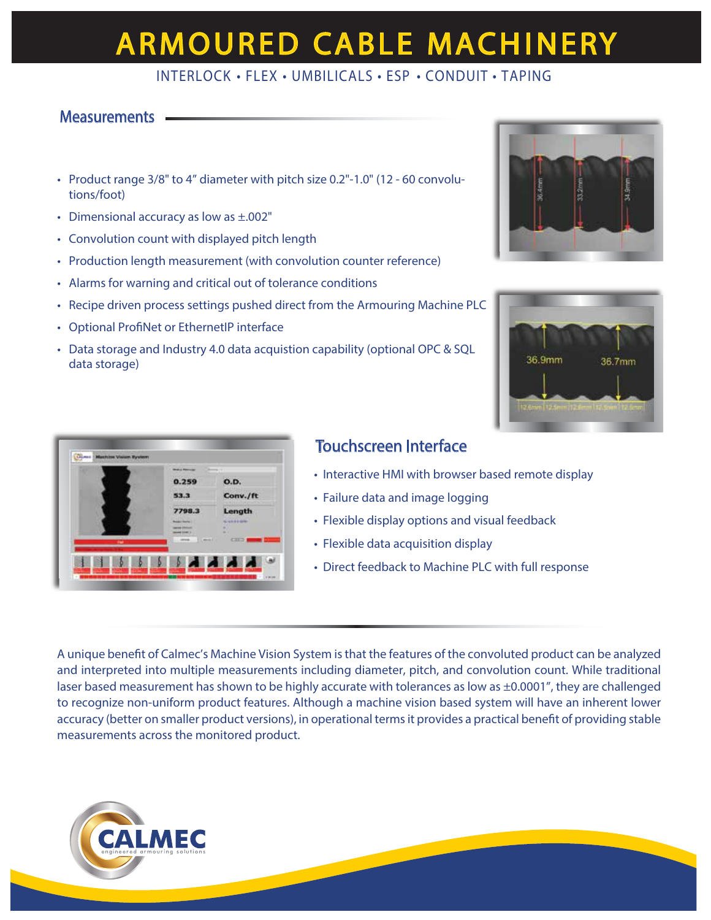# ARMOURED CABLE MACHINERY

INTERLOCK • FLEX • UMBILICALS • ESP • CONDUIT • TAPING

## Measurements

- Product range 3/8" to 4" diameter with pitch size 0.2"-1.0" (12 - 60 convolutions/foot)
- Dimensional accuracy as low as ±.002"
- Convolution count with displayed pitch length
- Production length measurement (with convolution counter reference)
- Alarms for warning and critical out of tolerance conditions
- Recipe driven process settings pushed direct from the Armouring Machine PLC
- Optional ProfiNet or EthernetIP interface
- Data storage and Industry 4.0 data acquistion capability (optional OPC & SQL data storage)

## Touchscreen Interface

- Interactive HMI with browser based remote display
- Failure data and image logging
- Flexible display options and visual feedback
- Flexible data acquisition display
- Direct feedback to Machine PLC with full response

A unique benefit of Calmec's Machine Vision System is that the features of the convoluted product can be analyzed and interpreted into multiple measurements including diameter, pitch, and convolution count. While traditional laser based measurement has shown to be highly accurate with tolerances as low as ±0.0001", they are challenged to recognize non-uniform product features. Although a machine vision based system will have an inherent lower accuracy (better on smaller product versions), in operational terms it provides a practical benefit of providing stable measurements across the monitored product.

CALMEC
engineered armouring solutions